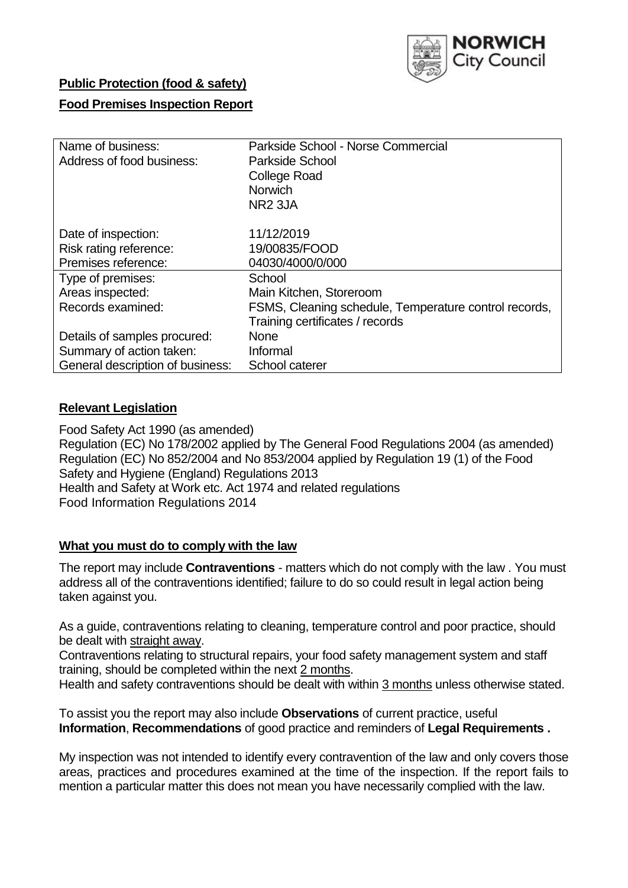**Public Protection (food & safety)**

**Food Premises Inspection Report**

| Name of business: | Parkside School - Norse Commercial |
|---|---|
| Address of food business: | Parkside School<br>College Road<br>Norwich<br>NR2 3JA |
| Date of inspection: | 11/12/2019 |
| Risk rating reference: | 19/00835/FOOD |
| Premises reference: | 04030/4000/0/000 |
| Type of premises: | School |
| Areas inspected: | Main Kitchen, Storeroom |
| Records examined: | FSMS, Cleaning schedule, Temperature control records, Training certificates / records |
| Details of samples procured: | None |
| Summary of action taken: | Informal |
| General description of business: | School caterer |

**Relevant Legislation**

Food Safety Act 1990 (as amended)
Regulation (EC) No 178/2002 applied by The General Food Regulations 2004 (as amended)
Regulation (EC) No 852/2004 and No 853/2004 applied by Regulation 19 (1) of the Food Safety and Hygiene (England) Regulations 2013
Health and Safety at Work etc. Act 1974 and related regulations
Food Information Regulations 2014

**What you must do to comply with the law**

The report may include **Contraventions** - matters which do not comply with the law . You must address all of the contraventions identified; failure to do so could result in legal action being taken against you.

As a guide, contraventions relating to cleaning, temperature control and poor practice, should be dealt with straight away.
Contraventions relating to structural repairs, your food safety management system and staff training, should be completed within the next 2 months.
Health and safety contraventions should be dealt with within 3 months unless otherwise stated.

To assist you the report may also include **Observations** of current practice, useful **Information**, **Recommendations** of good practice and reminders of **Legal Requirements .**

My inspection was not intended to identify every contravention of the law and only covers those areas, practices and procedures examined at the time of the inspection. If the report fails to mention a particular matter this does not mean you have necessarily complied with the law.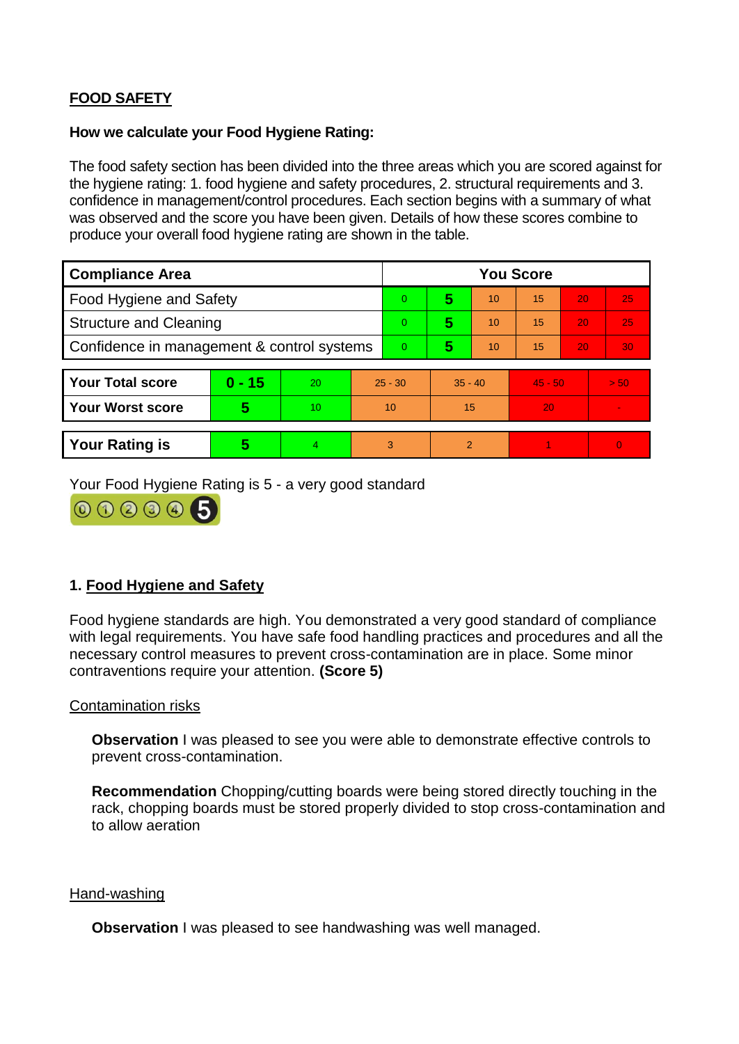**FOOD SAFETY**

**How we calculate your Food Hygiene Rating:**

The food safety section has been divided into the three areas which you are scored against for the hygiene rating: 1. food hygiene and safety procedures, 2. structural requirements and 3. confidence in management/control procedures. Each section begins with a summary of what was observed and the score you have been given. Details of how these scores combine to produce your overall food hygiene rating are shown in the table.

| Compliance Area | You Score | | | | | |
|---|---|---|---|---|---|---|
| Food Hygiene and Safety | 0 | **5** | 10 | 15 | 20 | 25 |
| Structure and Cleaning | 0 | **5** | 10 | 15 | 20 | 25 |
| Confidence in management & control systems | 0 | **5** | 10 | 15 | 20 | 30 |

| | | | | | | |
|---|---|---|---|---|---|---|
| **Your Total score** | **0 - 15** | 20 | 25 - 30 | 35 - 40 | 45 - 50 | > 50 |
| **Your Worst score** | **5** | 10 | 10 | 15 | 20 | - |
| **Your Rating is** | **5** | 4 | 3 | 2 | 1 | 0 |

Your Food Hygiene Rating is 5 - a very good standard

## 1. Food Hygiene and Safety

Food hygiene standards are high. You demonstrated a very good standard of compliance with legal requirements. You have safe food handling practices and procedures and all the necessary control measures to prevent cross-contamination are in place. Some minor contraventions require your attention. **(Score 5)**

Contamination risks

**Observation** I was pleased to see you were able to demonstrate effective controls to prevent cross-contamination.

**Recommendation** Chopping/cutting boards were being stored directly touching in the rack, chopping boards must be stored properly divided to stop cross-contamination and to allow aeration

Hand-washing

**Observation** I was pleased to see handwashing was well managed.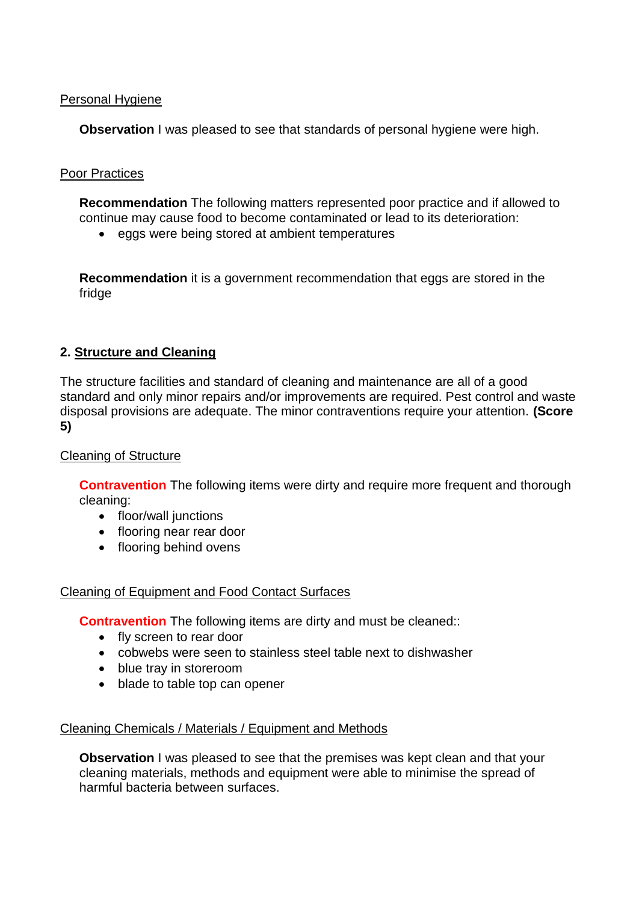Personal Hygiene

**Observation** I was pleased to see that standards of personal hygiene were high.

Poor Practices

**Recommendation** The following matters represented poor practice and if allowed to continue may cause food to become contaminated or lead to its deterioration:

- eggs were being stored at ambient temperatures

**Recommendation** it is a government recommendation that eggs are stored in the fridge

## 2. Structure and Cleaning

The structure facilities and standard of cleaning and maintenance are all of a good standard and only minor repairs and/or improvements are required. Pest control and waste disposal provisions are adequate. The minor contraventions require your attention. **(Score 5)**

Cleaning of Structure

**Contravention** The following items were dirty and require more frequent and thorough cleaning:

- floor/wall junctions
- flooring near rear door
- flooring behind ovens

Cleaning of Equipment and Food Contact Surfaces

**Contravention** The following items are dirty and must be cleaned::

- fly screen to rear door
- cobwebs were seen to stainless steel table next to dishwasher
- blue tray in storeroom
- blade to table top can opener

Cleaning Chemicals / Materials / Equipment and Methods

**Observation** I was pleased to see that the premises was kept clean and that your cleaning materials, methods and equipment were able to minimise the spread of harmful bacteria between surfaces.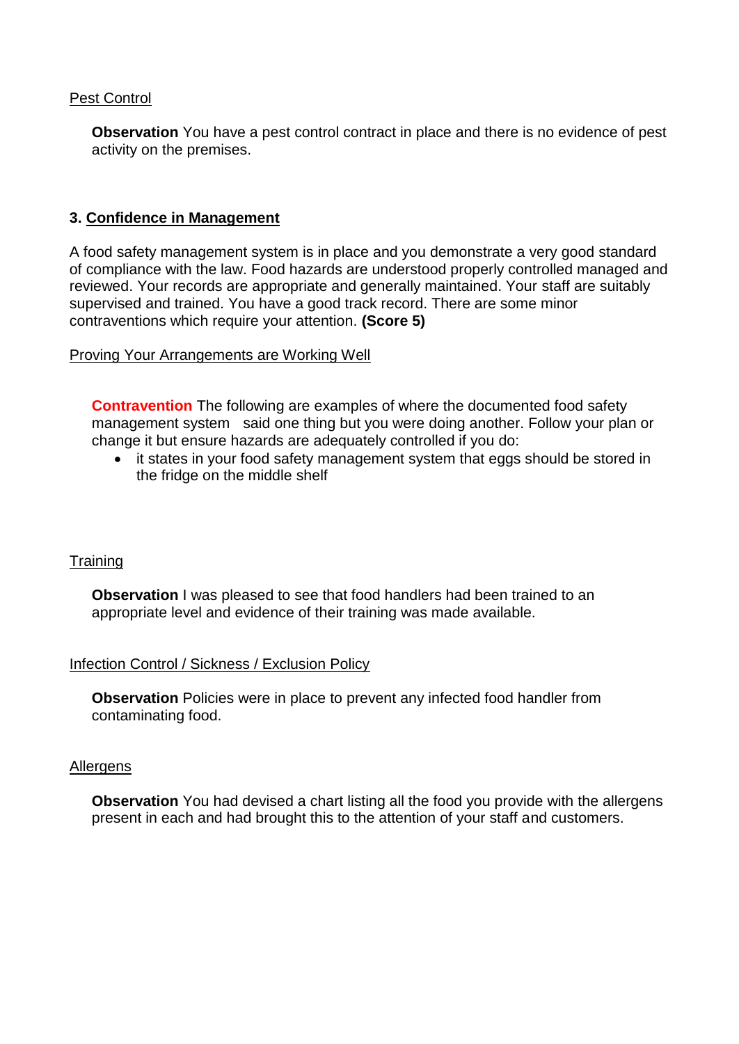Pest Control

**Observation** You have a pest control contract in place and there is no evidence of pest activity on the premises.

## 3. Confidence in Management

A food safety management system is in place and you demonstrate a very good standard of compliance with the law. Food hazards are understood properly controlled managed and reviewed. Your records are appropriate and generally maintained. Your staff are suitably supervised and trained. You have a good track record. There are some minor contraventions which require your attention. **(Score 5)**

Proving Your Arrangements are Working Well

**Contravention** The following are examples of where the documented food safety management system said one thing but you were doing another. Follow your plan or change it but ensure hazards are adequately controlled if you do:

- it states in your food safety management system that eggs should be stored in the fridge on the middle shelf

Training

**Observation** I was pleased to see that food handlers had been trained to an appropriate level and evidence of their training was made available.

Infection Control / Sickness / Exclusion Policy

**Observation** Policies were in place to prevent any infected food handler from contaminating food.

Allergens

**Observation** You had devised a chart listing all the food you provide with the allergens present in each and had brought this to the attention of your staff and customers.